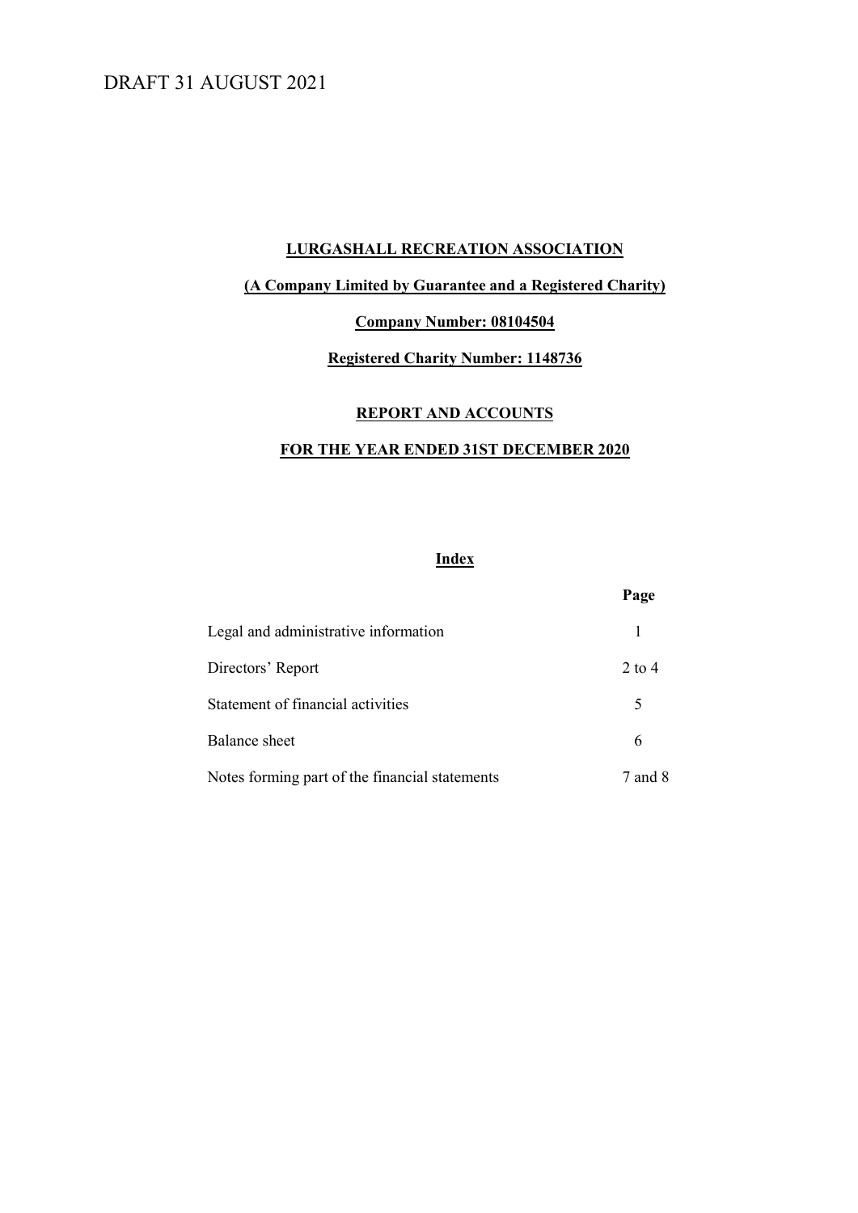DRAFT 31 AUGUST 2021

# LURGASHALL RECREATION ASSOCIATION

**(A Company Limited by Guarantee and a Registered Charity)**

**Company Number: 08104504**

**Registered Charity Number: 1148736**

## REPORT AND ACCOUNTS

## FOR THE YEAR ENDED 31ST DECEMBER 2020

### Index

| | Page |
|---|---|
| Legal and administrative information | 1 |
| Directors' Report | 2 to 4 |
| Statement of financial activities | 5 |
| Balance sheet | 6 |
| Notes forming part of the financial statements | 7 and 8 |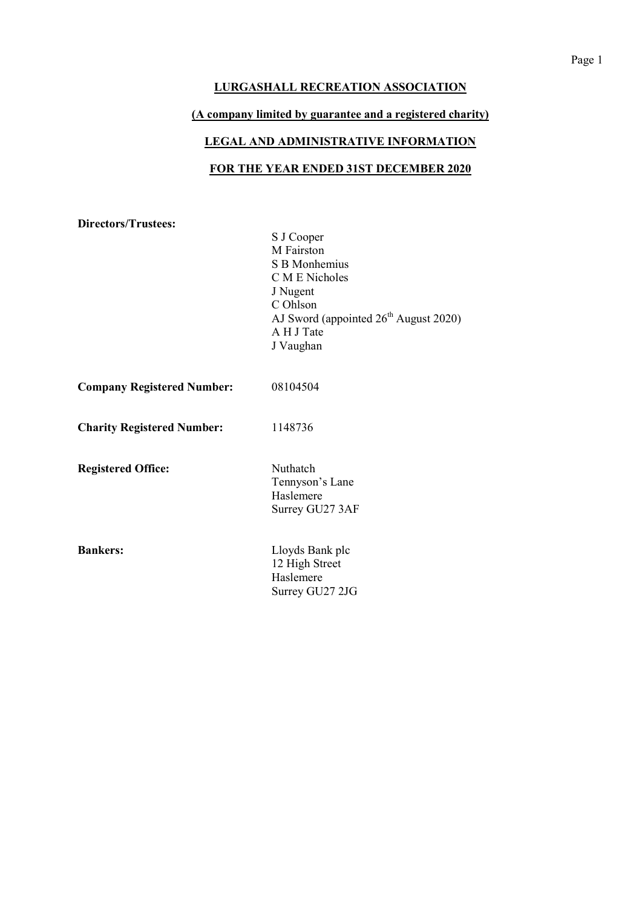# LURGASHALL RECREATION ASSOCIATION

## (A company limited by guarantee and a registered charity)

## LEGAL AND ADMINISTRATIVE INFORMATION

## FOR THE YEAR ENDED 31ST DECEMBER 2020

**Directors/Trustees:**

S J Cooper
M Fairston
S B Monhemius
C M E Nicholes
J Nugent
C Ohlson
AJ Sword (appointed 26th August 2020)
A H J Tate
J Vaughan

**Company Registered Number:** 08104504

**Charity Registered Number:** 1148736

**Registered Office:**

Nuthatch
Tennyson's Lane
Haslemere
Surrey GU27 3AF

**Bankers:**

Lloyds Bank plc
12 High Street
Haslemere
Surrey GU27 2JG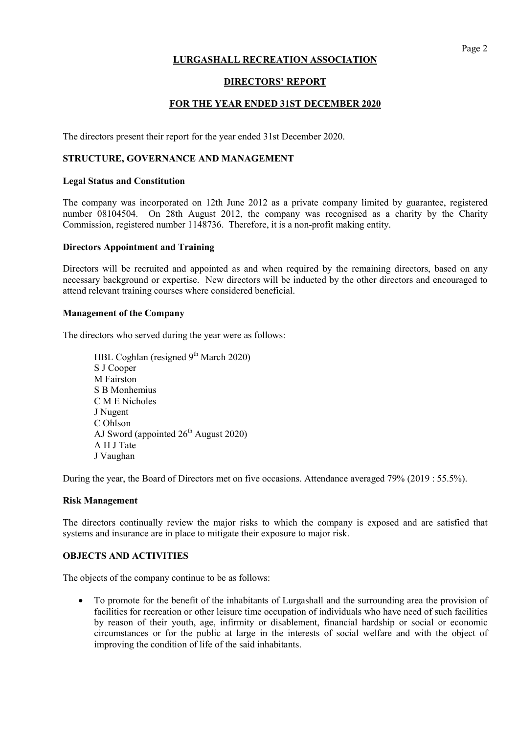# LURGASHALL RECREATION ASSOCIATION

## DIRECTORS' REPORT

## FOR THE YEAR ENDED 31ST DECEMBER 2020

The directors present their report for the year ended 31st December 2020.

### STRUCTURE, GOVERNANCE AND MANAGEMENT

**Legal Status and Constitution**

The company was incorporated on 12th June 2012 as a private company limited by guarantee, registered number 08104504. On 28th August 2012, the company was recognised as a charity by the Charity Commission, registered number 1148736. Therefore, it is a non-profit making entity.

**Directors Appointment and Training**

Directors will be recruited and appointed as and when required by the remaining directors, based on any necessary background or expertise. New directors will be inducted by the other directors and encouraged to attend relevant training courses where considered beneficial.

**Management of the Company**

The directors who served during the year were as follows:

HBL Coghlan (resigned 9th March 2020)
S J Cooper
M Fairston
S B Monhemius
C M E Nicholes
J Nugent
C Ohlson
AJ Sword (appointed 26th August 2020)
A H J Tate
J Vaughan

During the year, the Board of Directors met on five occasions. Attendance averaged 79% (2019 : 55.5%).

**Risk Management**

The directors continually review the major risks to which the company is exposed and are satisfied that systems and insurance are in place to mitigate their exposure to major risk.

### OBJECTS AND ACTIVITIES

The objects of the company continue to be as follows:

- To promote for the benefit of the inhabitants of Lurgashall and the surrounding area the provision of facilities for recreation or other leisure time occupation of individuals who have need of such facilities by reason of their youth, age, infirmity or disablement, financial hardship or social or economic circumstances or for the public at large in the interests of social welfare and with the object of improving the condition of life of the said inhabitants.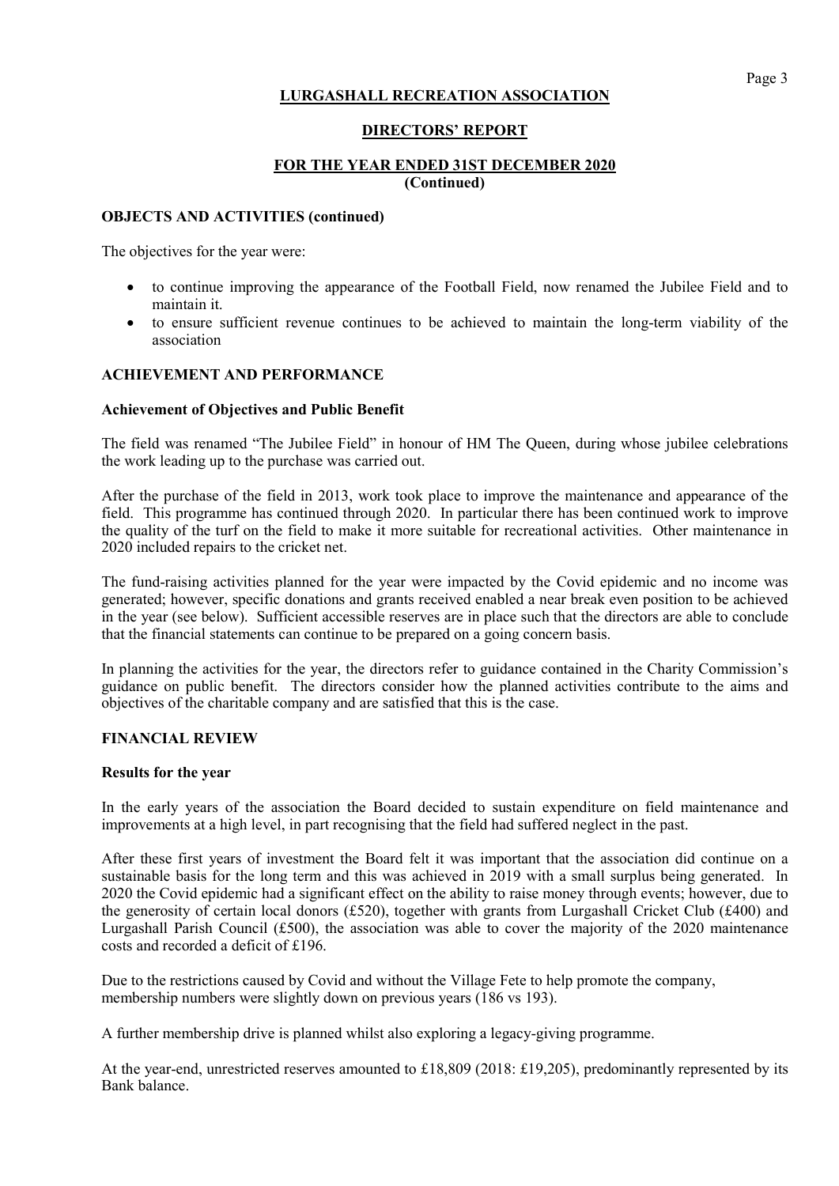# LURGASHALL RECREATION ASSOCIATION

## DIRECTORS' REPORT

### FOR THE YEAR ENDED 31ST DECEMBER 2020
**(Continued)**

**OBJECTS AND ACTIVITIES (continued)**

The objectives for the year were:

- to continue improving the appearance of the Football Field, now renamed the Jubilee Field and to maintain it.
- to ensure sufficient revenue continues to be achieved to maintain the long-term viability of the association

**ACHIEVEMENT AND PERFORMANCE**

**Achievement of Objectives and Public Benefit**

The field was renamed "The Jubilee Field" in honour of HM The Queen, during whose jubilee celebrations the work leading up to the purchase was carried out.

After the purchase of the field in 2013, work took place to improve the maintenance and appearance of the field. This programme has continued through 2020. In particular there has been continued work to improve the quality of the turf on the field to make it more suitable for recreational activities. Other maintenance in 2020 included repairs to the cricket net.

The fund-raising activities planned for the year were impacted by the Covid epidemic and no income was generated; however, specific donations and grants received enabled a near break even position to be achieved in the year (see below). Sufficient accessible reserves are in place such that the directors are able to conclude that the financial statements can continue to be prepared on a going concern basis.

In planning the activities for the year, the directors refer to guidance contained in the Charity Commission's guidance on public benefit. The directors consider how the planned activities contribute to the aims and objectives of the charitable company and are satisfied that this is the case.

**FINANCIAL REVIEW**

**Results for the year**

In the early years of the association the Board decided to sustain expenditure on field maintenance and improvements at a high level, in part recognising that the field had suffered neglect in the past.

After these first years of investment the Board felt it was important that the association did continue on a sustainable basis for the long term and this was achieved in 2019 with a small surplus being generated. In 2020 the Covid epidemic had a significant effect on the ability to raise money through events; however, due to the generosity of certain local donors (£520), together with grants from Lurgashall Cricket Club (£400) and Lurgashall Parish Council (£500), the association was able to cover the majority of the 2020 maintenance costs and recorded a deficit of £196.

Due to the restrictions caused by Covid and without the Village Fete to help promote the company, membership numbers were slightly down on previous years (186 vs 193).

A further membership drive is planned whilst also exploring a legacy-giving programme.

At the year-end, unrestricted reserves amounted to £18,809 (2018: £19,205), predominantly represented by its Bank balance.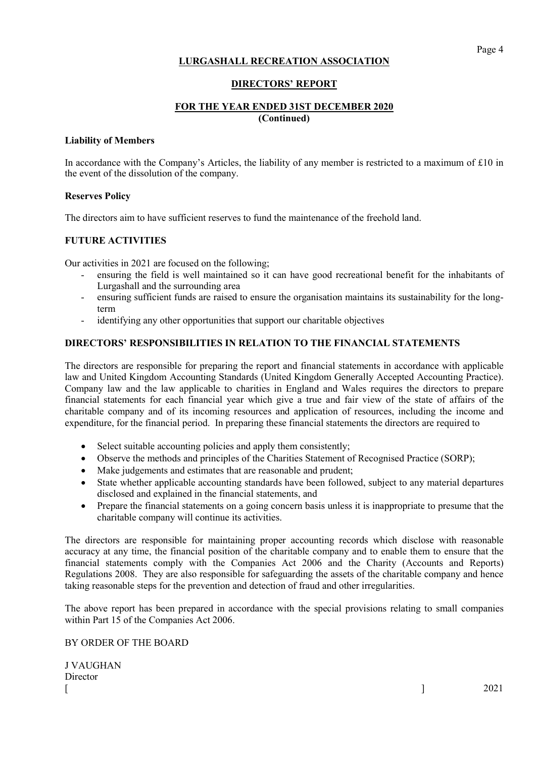# LURGASHALL RECREATION ASSOCIATION

## DIRECTORS' REPORT

## FOR THE YEAR ENDED 31ST DECEMBER 2020
**(Continued)**

**Liability of Members**

In accordance with the Company's Articles, the liability of any member is restricted to a maximum of £10 in the event of the dissolution of the company.

**Reserves Policy**

The directors aim to have sufficient reserves to fund the maintenance of the freehold land.

### FUTURE ACTIVITIES

Our activities in 2021 are focused on the following;

- ensuring the field is well maintained so it can have good recreational benefit for the inhabitants of Lurgashall and the surrounding area
- ensuring sufficient funds are raised to ensure the organisation maintains its sustainability for the long-term
- identifying any other opportunities that support our charitable objectives

### DIRECTORS' RESPONSIBILITIES IN RELATION TO THE FINANCIAL STATEMENTS

The directors are responsible for preparing the report and financial statements in accordance with applicable law and United Kingdom Accounting Standards (United Kingdom Generally Accepted Accounting Practice). Company law and the law applicable to charities in England and Wales requires the directors to prepare financial statements for each financial year which give a true and fair view of the state of affairs of the charitable company and of its incoming resources and application of resources, including the income and expenditure, for the financial period. In preparing these financial statements the directors are required to

- Select suitable accounting policies and apply them consistently;
- Observe the methods and principles of the Charities Statement of Recognised Practice (SORP);
- Make judgements and estimates that are reasonable and prudent;
- State whether applicable accounting standards have been followed, subject to any material departures disclosed and explained in the financial statements, and
- Prepare the financial statements on a going concern basis unless it is inappropriate to presume that the charitable company will continue its activities.

The directors are responsible for maintaining proper accounting records which disclose with reasonable accuracy at any time, the financial position of the charitable company and to enable them to ensure that the financial statements comply with the Companies Act 2006 and the Charity (Accounts and Reports) Regulations 2008. They are also responsible for safeguarding the assets of the charitable company and hence taking reasonable steps for the prevention and detection of fraud and other irregularities.

The above report has been prepared in accordance with the special provisions relating to small companies within Part 15 of the Companies Act 2006.

BY ORDER OF THE BOARD

J VAUGHAN
Director
[ ] 2021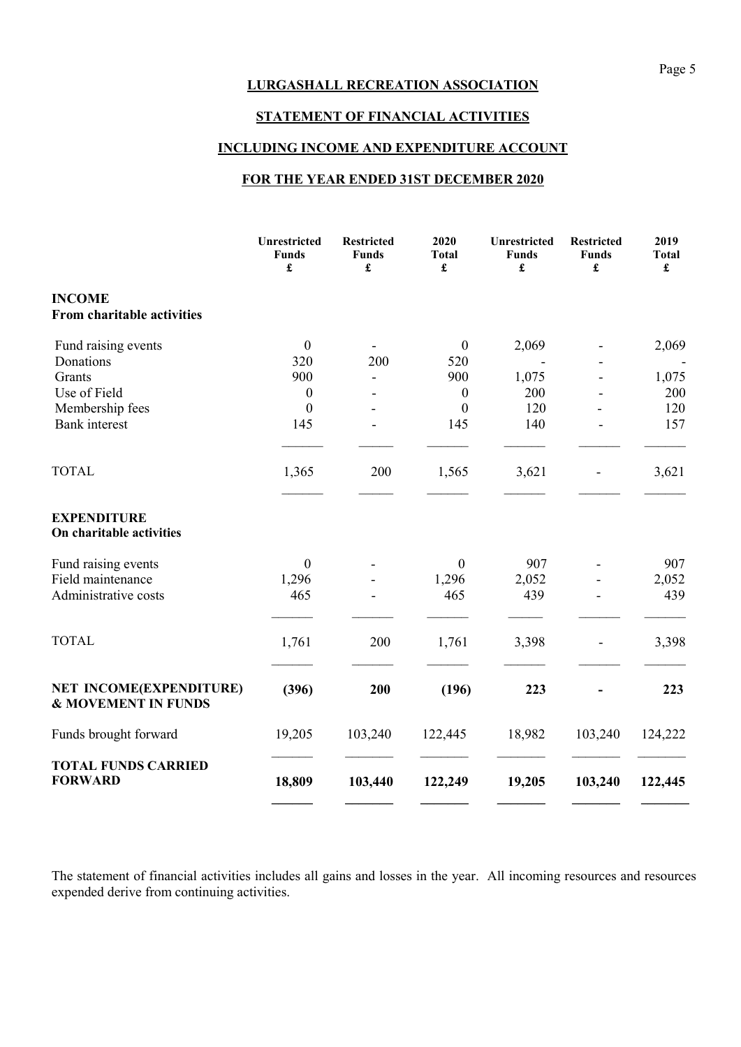# LURGASHALL RECREATION ASSOCIATION

## STATEMENT OF FINANCIAL ACTIVITIES

## INCLUDING INCOME AND EXPENDITURE ACCOUNT

## FOR THE YEAR ENDED 31ST DECEMBER 2020

| | Unrestricted Funds £ | Restricted Funds £ | 2020 Total £ | Unrestricted Funds £ | Restricted Funds £ | 2019 Total £ |
|---|---|---|---|---|---|---|
| **INCOME** | | | | | | |
| **From charitable activities** | | | | | | |
| Fund raising events | 0 | - | 0 | 2,069 | - | 2,069 |
| Donations | 320 | 200 | 520 | - | - | - |
| Grants | 900 | - | 900 | 1,075 | - | 1,075 |
| Use of Field | 0 | - | 0 | 200 | - | 200 |
| Membership fees | 0 | - | 0 | 120 | - | 120 |
| Bank interest | 145 | - | 145 | 140 | - | 157 |
| TOTAL | 1,365 | 200 | 1,565 | 3,621 | - | 3,621 |
| **EXPENDITURE** | | | | | | |
| **On charitable activities** | | | | | | |
| Fund raising events | 0 | - | 0 | 907 | - | 907 |
| Field maintenance | 1,296 | - | 1,296 | 2,052 | - | 2,052 |
| Administrative costs | 465 | - | 465 | 439 | - | 439 |
| TOTAL | 1,761 | 200 | 1,761 | 3,398 | - | 3,398 |
| **NET INCOME(EXPENDITURE) & MOVEMENT IN FUNDS** | **(396)** | **200** | **(196)** | **223** | **-** | **223** |
| Funds brought forward | 19,205 | 103,240 | 122,445 | 18,982 | 103,240 | 124,222 |
| **TOTAL FUNDS CARRIED FORWARD** | **18,809** | **103,440** | **122,249** | **19,205** | **103,240** | **122,445** |

The statement of financial activities includes all gains and losses in the year. All incoming resources and resources expended derive from continuing activities.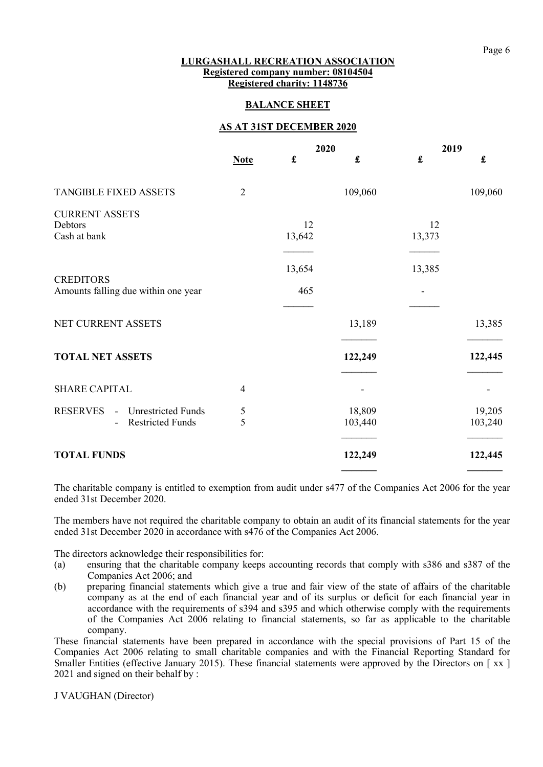**LURGASHALL RECREATION ASSOCIATION**
**Registered company number: 08104504**
**Registered charity: 1148736**

## BALANCE SHEET

## AS AT 31ST DECEMBER 2020

| | Note | 2020 £ | 2020 £ | 2019 £ | 2019 £ |
|---|---|---|---|---|---|
| TANGIBLE FIXED ASSETS | 2 | | 109,060 | | 109,060 |
| CURRENT ASSETS | | | | | |
| Debtors | | 12 | | 12 | |
| Cash at bank | | 13,642 | | 13,373 | |
| | | 13,654 | | 13,385 | |
| CREDITORS | | | | | |
| Amounts falling due within one year | | 465 | | - | |
| NET CURRENT ASSETS | | | 13,189 | | 13,385 |
| **TOTAL NET ASSETS** | | | **122,249** | | **122,445** |
| SHARE CAPITAL | 4 | | - | | - |
| RESERVES - Unrestricted Funds | 5 | | 18,809 | | 19,205 |
| - Restricted Funds | 5 | | 103,440 | | 103,240 |
| **TOTAL FUNDS** | | | **122,249** | | **122,445** |

The charitable company is entitled to exemption from audit under s477 of the Companies Act 2006 for the year ended 31st December 2020.

The members have not required the charitable company to obtain an audit of its financial statements for the year ended 31st December 2020 in accordance with s476 of the Companies Act 2006.

The directors acknowledge their responsibilities for:

(a) ensuring that the charitable company keeps accounting records that comply with s386 and s387 of the Companies Act 2006; and

(b) preparing financial statements which give a true and fair view of the state of affairs of the charitable company as at the end of each financial year and of its surplus or deficit for each financial year in accordance with the requirements of s394 and s395 and which otherwise comply with the requirements of the Companies Act 2006 relating to financial statements, so far as applicable to the charitable company.

These financial statements have been prepared in accordance with the special provisions of Part 15 of the Companies Act 2006 relating to small charitable companies and with the Financial Reporting Standard for Smaller Entities (effective January 2015). These financial statements were approved by the Directors on [ xx ] 2021 and signed on their behalf by :

J VAUGHAN (Director)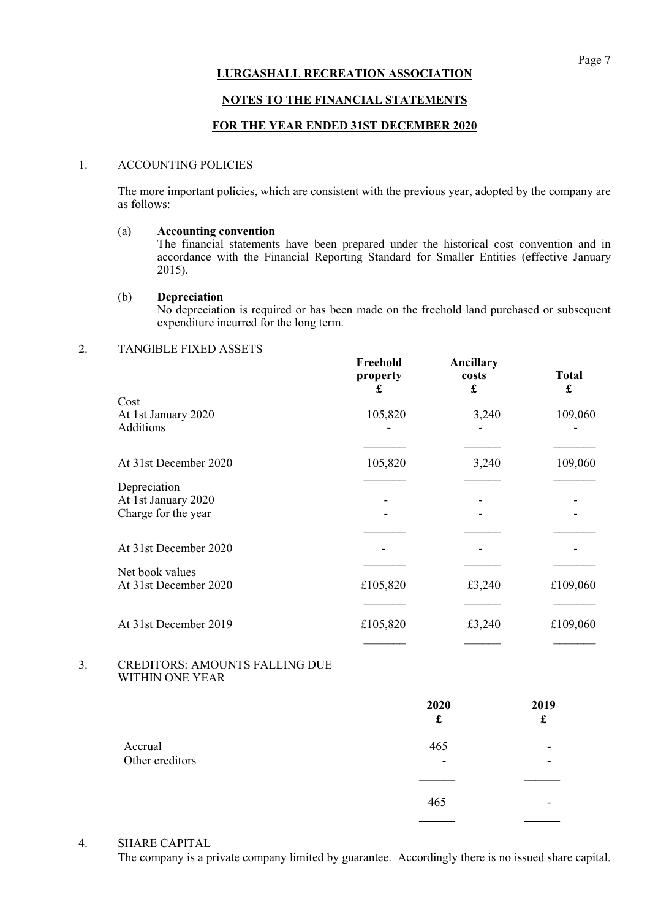**LURGASHALL RECREATION ASSOCIATION**

**NOTES TO THE FINANCIAL STATEMENTS**

**FOR THE YEAR ENDED 31ST DECEMBER 2020**

1. ACCOUNTING POLICIES

   The more important policies, which are consistent with the previous year, adopted by the company are as follows:

   (a) **Accounting convention**
   The financial statements have been prepared under the historical cost convention and in accordance with the Financial Reporting Standard for Smaller Entities (effective January 2015).

   (b) **Depreciation**
   No depreciation is required or has been made on the freehold land purchased or subsequent expenditure incurred for the long term.

2. TANGIBLE FIXED ASSETS

| | Freehold property £ | Ancillary costs £ | Total £ |
|---|---|---|---|
| Cost | | | |
| At 1st January 2020 | 105,820 | 3,240 | 109,060 |
| Additions | - | - | - |
| At 31st December 2020 | 105,820 | 3,240 | 109,060 |
| Depreciation | | | |
| At 1st January 2020 | - | - | - |
| Charge for the year | - | - | - |
| At 31st December 2020 | - | - | - |
| Net book values | | | |
| At 31st December 2020 | £105,820 | £3,240 | £109,060 |
| At 31st December 2019 | £105,820 | £3,240 | £109,060 |

3. CREDITORS: AMOUNTS FALLING DUE WITHIN ONE YEAR

| | 2020 £ | 2019 £ |
|---|---|---|
| Accrual | 465 | - |
| Other creditors | - | - |
| | 465 | - |

4. SHARE CAPITAL
   The company is a private company limited by guarantee. Accordingly there is no issued share capital.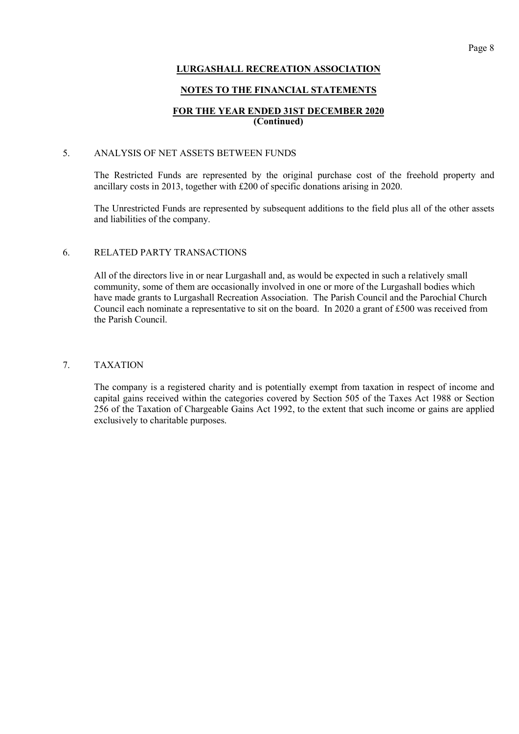**LURGASHALL RECREATION ASSOCIATION**

**NOTES TO THE FINANCIAL STATEMENTS**

**FOR THE YEAR ENDED 31ST DECEMBER 2020**
**(Continued)**

5. ANALYSIS OF NET ASSETS BETWEEN FUNDS

The Restricted Funds are represented by the original purchase cost of the freehold property and ancillary costs in 2013, together with £200 of specific donations arising in 2020.

The Unrestricted Funds are represented by subsequent additions to the field plus all of the other assets and liabilities of the company.

6. RELATED PARTY TRANSACTIONS

All of the directors live in or near Lurgashall and, as would be expected in such a relatively small community, some of them are occasionally involved in one or more of the Lurgashall bodies which have made grants to Lurgashall Recreation Association. The Parish Council and the Parochial Church Council each nominate a representative to sit on the board. In 2020 a grant of £500 was received from the Parish Council.

7. TAXATION

The company is a registered charity and is potentially exempt from taxation in respect of income and capital gains received within the categories covered by Section 505 of the Taxes Act 1988 or Section 256 of the Taxation of Chargeable Gains Act 1992, to the extent that such income or gains are applied exclusively to charitable purposes.